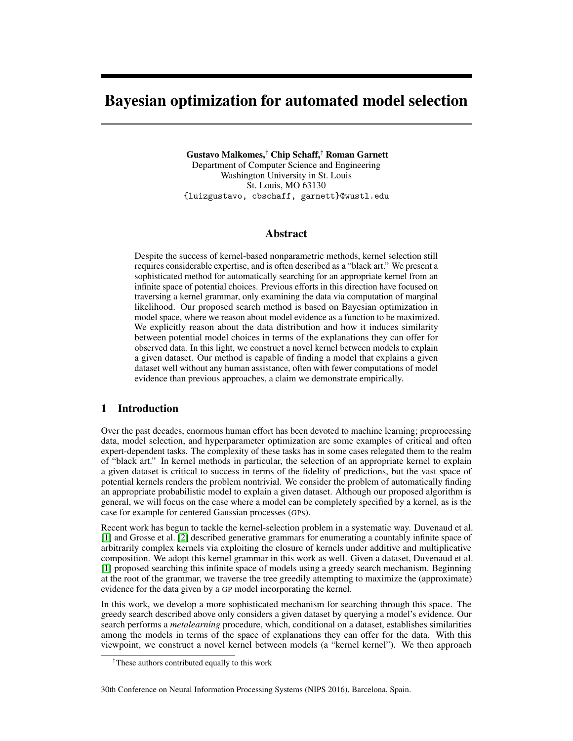# Bayesian optimization for automated model selection

**Gustavo Malkomes,[†] Chip Schaff,[†] Roman Garnett**
Department of Computer Science and Engineering
Washington University in St. Louis
St. Louis, MO 63130
{luizgustavo, cbschaff, garnett}@wustl.edu

## Abstract

Despite the success of kernel-based nonparametric methods, kernel selection still requires considerable expertise, and is often described as a "black art." We present a sophisticated method for automatically searching for an appropriate kernel from an infinite space of potential choices. Previous efforts in this direction have focused on traversing a kernel grammar, only examining the data via computation of marginal likelihood. Our proposed search method is based on Bayesian optimization in model space, where we reason about model evidence as a function to be maximized. We explicitly reason about the data distribution and how it induces similarity between potential model choices in terms of the explanations they can offer for observed data. In this light, we construct a novel kernel between models to explain a given dataset. Our method is capable of finding a model that explains a given dataset well without any human assistance, often with fewer computations of model evidence than previous approaches, a claim we demonstrate empirically.

## 1 Introduction

Over the past decades, enormous human effort has been devoted to machine learning; preprocessing data, model selection, and hyperparameter optimization are some examples of critical and often expert-dependent tasks. The complexity of these tasks has in some cases relegated them to the realm of "black art." In kernel methods in particular, the selection of an appropriate kernel to explain a given dataset is critical to success in terms of the fidelity of predictions, but the vast space of potential kernels renders the problem nontrivial. We consider the problem of automatically finding an appropriate probabilistic model to explain a given dataset. Although our proposed algorithm is general, we will focus on the case where a model can be completely specified by a kernel, as is the case for example for centered Gaussian processes (GPs).

Recent work has begun to tackle the kernel-selection problem in a systematic way. Duvenaud et al. [1] and Grosse et al. [2] described generative grammars for enumerating a countably infinite space of arbitrarily complex kernels via exploiting the closure of kernels under additive and multiplicative composition. We adopt this kernel grammar in this work as well. Given a dataset, Duvenaud et al. [1] proposed searching this infinite space of models using a greedy search mechanism. Beginning at the root of the grammar, we traverse the tree greedily attempting to maximize the (approximate) evidence for the data given by a GP model incorporating the kernel.

In this work, we develop a more sophisticated mechanism for searching through this space. The greedy search described above only considers a given dataset by querying a model's evidence. Our search performs a *metalearning* procedure, which, conditional on a dataset, establishes similarities among the models in terms of the space of explanations they can offer for the data. With this viewpoint, we construct a novel kernel between models (a "kernel kernel"). We then approach

[†]These authors contributed equally to this work

30th Conference on Neural Information Processing Systems (NIPS 2016), Barcelona, Spain.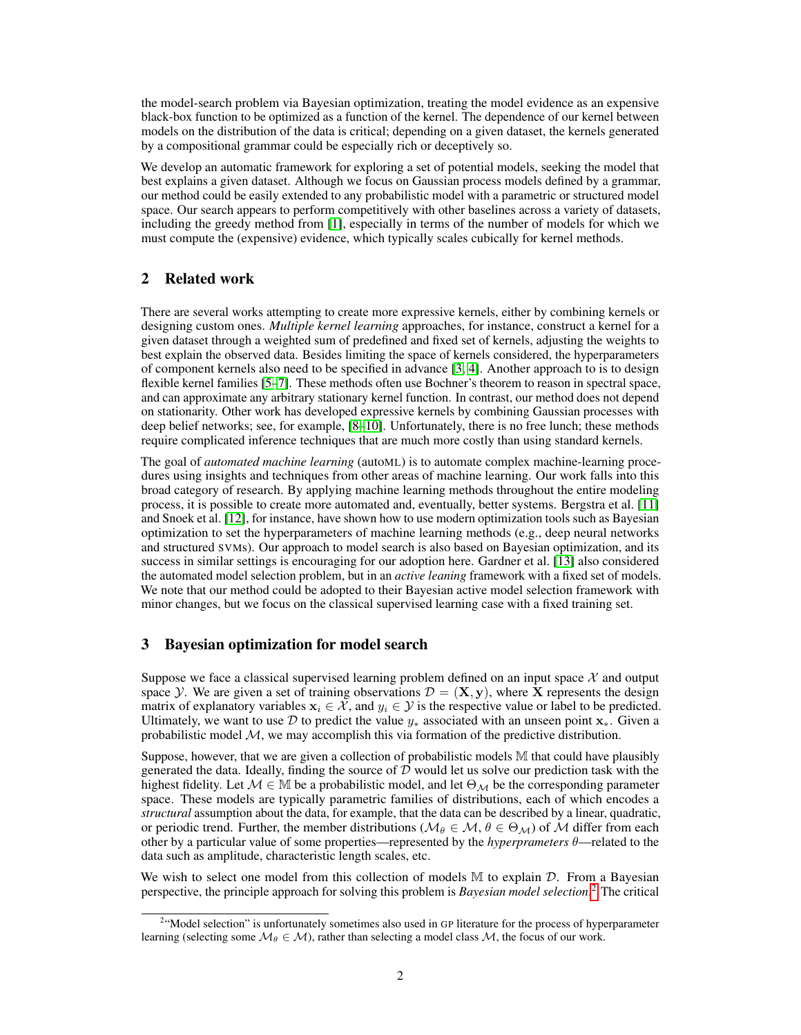the model-search problem via Bayesian optimization, treating the model evidence as an expensive black-box function to be optimized as a function of the kernel. The dependence of our kernel between models on the distribution of the data is critical; depending on a given dataset, the kernels generated by a compositional grammar could be especially rich or deceptively so.

We develop an automatic framework for exploring a set of potential models, seeking the model that best explains a given dataset. Although we focus on Gaussian process models defined by a grammar, our method could be easily extended to any probabilistic model with a parametric or structured model space. Our search appears to perform competitively with other baselines across a variety of datasets, including the greedy method from [1], especially in terms of the number of models for which we must compute the (expensive) evidence, which typically scales cubically for kernel methods.

## 2 Related work

There are several works attempting to create more expressive kernels, either by combining kernels or designing custom ones. *Multiple kernel learning* approaches, for instance, construct a kernel for a given dataset through a weighted sum of predefined and fixed set of kernels, adjusting the weights to best explain the observed data. Besides limiting the space of kernels considered, the hyperparameters of component kernels also need to be specified in advance [3, 4]. Another approach to is to design flexible kernel families [5–7]. These methods often use Bochner's theorem to reason in spectral space, and can approximate any arbitrary stationary kernel function. In contrast, our method does not depend on stationarity. Other work has developed expressive kernels by combining Gaussian processes with deep belief networks; see, for example, [8–10]. Unfortunately, there is no free lunch; these methods require complicated inference techniques that are much more costly than using standard kernels.

The goal of *automated machine learning* (autoML) is to automate complex machine-learning procedures using insights and techniques from other areas of machine learning. Our work falls into this broad category of research. By applying machine learning methods throughout the entire modeling process, it is possible to create more automated and, eventually, better systems. Bergstra et al. [11] and Snoek et al. [12], for instance, have shown how to use modern optimization tools such as Bayesian optimization to set the hyperparameters of machine learning methods (e.g., deep neural networks and structured SVMs). Our approach to model search is also based on Bayesian optimization, and its success in similar settings is encouraging for our adoption here. Gardner et al. [13] also considered the automated model selection problem, but in an *active leaning* framework with a fixed set of models. We note that our method could be adopted to their Bayesian active model selection framework with minor changes, but we focus on the classical supervised learning case with a fixed training set.

## 3 Bayesian optimization for model search

Suppose we face a classical supervised learning problem defined on an input space $\mathcal{X}$ and output space $\mathcal{Y}$. We are given a set of training observations $\mathcal{D} = (\mathbf{X}, \mathbf{y})$, where $\mathbf{X}$ represents the design matrix of explanatory variables $\mathbf{x}_i \in \mathcal{X}$, and $y_i \in \mathcal{Y}$ is the respective value or label to be predicted. Ultimately, we want to use $\mathcal{D}$ to predict the value $y_*$ associated with an unseen point $\mathbf{x}_*$. Given a probabilistic model $\mathcal{M}$, we may accomplish this via formation of the predictive distribution.

Suppose, however, that we are given a collection of probabilistic models $\mathbb{M}$ that could have plausibly generated the data. Ideally, finding the source of $\mathcal{D}$ would let us solve our prediction task with the highest fidelity. Let $\mathcal{M} \in \mathbb{M}$ be a probabilistic model, and let $\Theta_{\mathcal{M}}$ be the corresponding parameter space. These models are typically parametric families of distributions, each of which encodes a *structural* assumption about the data, for example, that the data can be described by a linear, quadratic, or periodic trend. Further, the member distributions ($\mathcal{M}_\theta \in \mathcal{M}$, $\theta \in \Theta_{\mathcal{M}}$) of $\mathcal{M}$ differ from each other by a particular value of some properties—represented by the *hyperprameters* $\theta$—related to the data such as amplitude, characteristic length scales, etc.

We wish to select one model from this collection of models $\mathbb{M}$ to explain $\mathcal{D}$. From a Bayesian perspective, the principle approach for solving this problem is *Bayesian model selection*.[2] The critical

[2] "Model selection" is unfortunately sometimes also used in GP literature for the process of hyperparameter learning (selecting some $\mathcal{M}_\theta \in \mathcal{M}$), rather than selecting a model class $\mathcal{M}$, the focus of our work.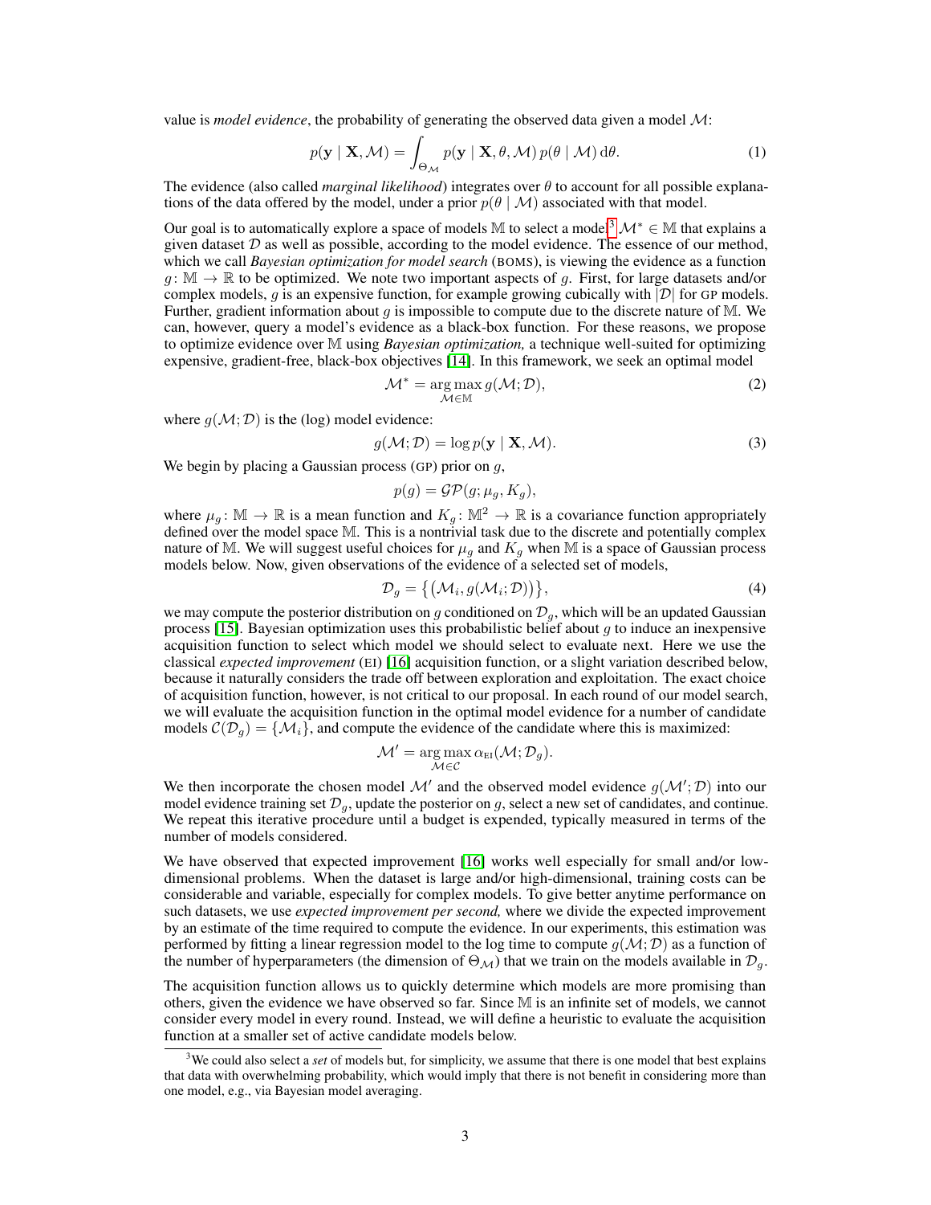value is *model evidence*, the probability of generating the observed data given a model $\mathcal{M}$:

$$p(\mathbf{y} \mid \mathbf{X}, \mathcal{M}) = \int_{\Theta_{\mathcal{M}}} p(\mathbf{y} \mid \mathbf{X}, \theta, \mathcal{M})\, p(\theta \mid \mathcal{M})\, \mathrm{d}\theta. \tag{1}$$

The evidence (also called *marginal likelihood*) integrates over $\theta$ to account for all possible explanations of the data offered by the model, under a prior $p(\theta \mid \mathcal{M})$ associated with that model.

Our goal is to automatically explore a space of models $\mathbb{M}$ to select a model[3] $\mathcal{M}^* \in \mathbb{M}$ that explains a given dataset $\mathcal{D}$ as well as possible, according to the model evidence. The essence of our method, which we call *Bayesian optimization for model search* (BOMS), is viewing the evidence as a function $g\colon \mathbb{M} \to \mathbb{R}$ to be optimized. We note two important aspects of $g$. First, for large datasets and/or complex models, $g$ is an expensive function, for example growing cubically with $|\mathcal{D}|$ for GP models. Further, gradient information about $g$ is impossible to compute due to the discrete nature of $\mathbb{M}$. We can, however, query a model's evidence as a black-box function. For these reasons, we propose to optimize evidence over $\mathbb{M}$ using *Bayesian optimization,* a technique well-suited for optimizing expensive, gradient-free, black-box objectives [14]. In this framework, we seek an optimal model

$$\mathcal{M}^* = \operatorname*{arg\,max}_{\mathcal{M} \in \mathbb{M}} g(\mathcal{M}; \mathcal{D}), \tag{2}$$

where $g(\mathcal{M}; \mathcal{D})$ is the (log) model evidence:

$$g(\mathcal{M}; \mathcal{D}) = \log p(\mathbf{y} \mid \mathbf{X}, \mathcal{M}). \tag{3}$$

We begin by placing a Gaussian process (GP) prior on $g$,

$$p(g) = \mathcal{GP}(g; \mu_g, K_g),$$

where $\mu_g\colon \mathbb{M} \to \mathbb{R}$ is a mean function and $K_g\colon \mathbb{M}^2 \to \mathbb{R}$ is a covariance function appropriately defined over the model space $\mathbb{M}$. This is a nontrivial task due to the discrete and potentially complex nature of $\mathbb{M}$. We will suggest useful choices for $\mu_g$ and $K_g$ when $\mathbb{M}$ is a space of Gaussian process models below. Now, given observations of the evidence of a selected set of models,

$$\mathcal{D}_g = \big\{ \big(\mathcal{M}_i, g(\mathcal{M}_i; \mathcal{D})\big) \big\}, \tag{4}$$

we may compute the posterior distribution on $g$ conditioned on $\mathcal{D}_g$, which will be an updated Gaussian process [15]. Bayesian optimization uses this probabilistic belief about $g$ to induce an inexpensive acquisition function to select which model we should select to evaluate next. Here we use the classical *expected improvement* (EI) [16] acquisition function, or a slight variation described below, because it naturally considers the trade off between exploration and exploitation. The exact choice of acquisition function, however, is not critical to our proposal. In each round of our model search, we will evaluate the acquisition function in the optimal model evidence for a number of candidate models $\mathcal{C}(\mathcal{D}_g) = \{\mathcal{M}_i\}$, and compute the evidence of the candidate where this is maximized:

$$\mathcal{M}' = \operatorname*{arg\,max}_{\mathcal{M} \in \mathcal{C}} \alpha_{\text{EI}}(\mathcal{M}; \mathcal{D}_g).$$

We then incorporate the chosen model $\mathcal{M}'$ and the observed model evidence $g(\mathcal{M}'; \mathcal{D})$ into our model evidence training set $\mathcal{D}_g$, update the posterior on $g$, select a new set of candidates, and continue. We repeat this iterative procedure until a budget is expended, typically measured in terms of the number of models considered.

We have observed that expected improvement [16] works well especially for small and/or low-dimensional problems. When the dataset is large and/or high-dimensional, training costs can be considerable and variable, especially for complex models. To give better anytime performance on such datasets, we use *expected improvement per second,* where we divide the expected improvement by an estimate of the time required to compute the evidence. In our experiments, this estimation was performed by fitting a linear regression model to the log time to compute $g(\mathcal{M}; \mathcal{D})$ as a function of the number of hyperparameters (the dimension of $\Theta_{\mathcal{M}}$) that we train on the models available in $\mathcal{D}_g$.

The acquisition function allows us to quickly determine which models are more promising than others, given the evidence we have observed so far. Since $\mathbb{M}$ is an infinite set of models, we cannot consider every model in every round. Instead, we will define a heuristic to evaluate the acquisition function at a smaller set of active candidate models below.

[3] We could also select a *set* of models but, for simplicity, we assume that there is one model that best explains that data with overwhelming probability, which would imply that there is not benefit in considering more than one model, e.g., via Bayesian model averaging.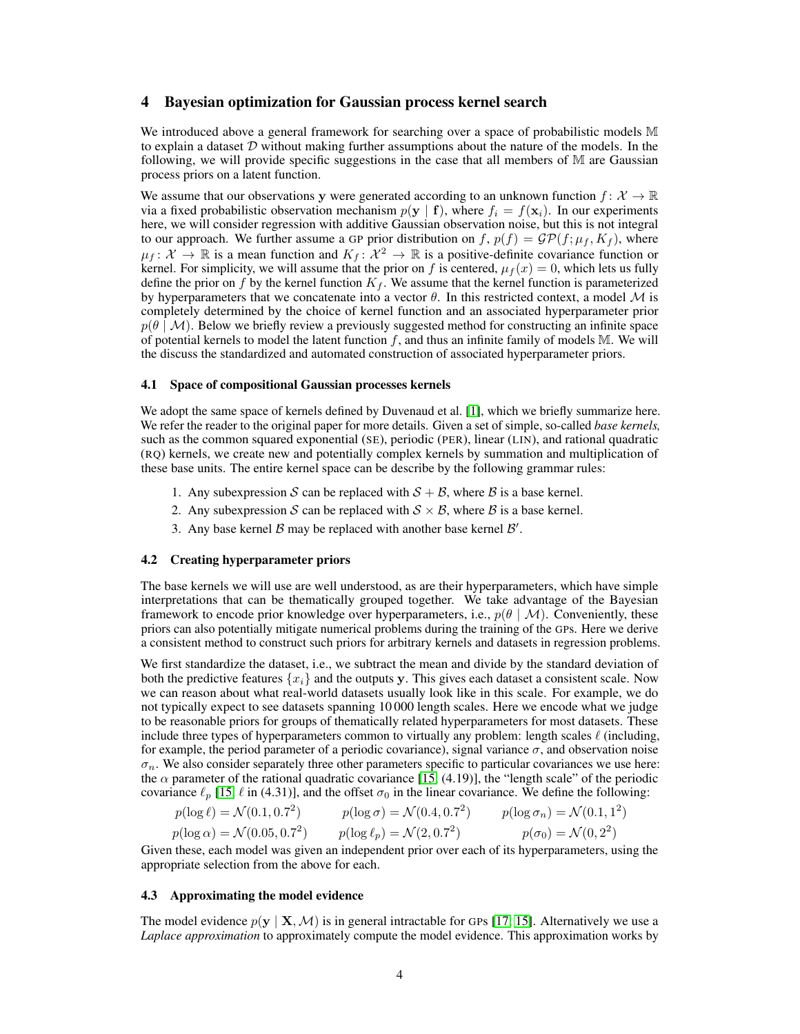## 4 Bayesian optimization for Gaussian process kernel search

We introduced above a general framework for searching over a space of probabilistic models $\mathbb{M}$ to explain a dataset $\mathcal{D}$ without making further assumptions about the nature of the models. In the following, we will provide specific suggestions in the case that all members of $\mathbb{M}$ are Gaussian process priors on a latent function.

We assume that our observations $\mathbf{y}$ were generated according to an unknown function $f\colon \mathcal{X} \to \mathbb{R}$ via a fixed probabilistic observation mechanism $p(\mathbf{y} \mid \mathbf{f})$, where $f_i = f(\mathbf{x}_i)$. In our experiments here, we will consider regression with additive Gaussian observation noise, but this is not integral to our approach. We further assume a GP prior distribution on $f$, $p(f) = \mathcal{GP}(f; \mu_f, K_f)$, where $\mu_f \colon \mathcal{X} \to \mathbb{R}$ is a mean function and $K_f \colon \mathcal{X}^2 \to \mathbb{R}$ is a positive-definite covariance function or kernel. For simplicity, we will assume that the prior on $f$ is centered, $\mu_f(x) = 0$, which lets us fully define the prior on $f$ by the kernel function $K_f$. We assume that the kernel function is parameterized by hyperparameters that we concatenate into a vector $\theta$. In this restricted context, a model $\mathcal{M}$ is completely determined by the choice of kernel function and an associated hyperparameter prior $p(\theta \mid \mathcal{M})$. Below we briefly review a previously suggested method for constructing an infinite space of potential kernels to model the latent function $f$, and thus an infinite family of models $\mathbb{M}$. We will the discuss the standardized and automated construction of associated hyperparameter priors.

### 4.1 Space of compositional Gaussian processes kernels

We adopt the same space of kernels defined by Duvenaud et al. [1], which we briefly summarize here. We refer the reader to the original paper for more details. Given a set of simple, so-called *base kernels,* such as the common squared exponential (SE), periodic (PER), linear (LIN), and rational quadratic (RQ) kernels, we create new and potentially complex kernels by summation and multiplication of these base units. The entire kernel space can be describe by the following grammar rules:

1. Any subexpression $\mathcal{S}$ can be replaced with $\mathcal{S} + \mathcal{B}$, where $\mathcal{B}$ is a base kernel.
2. Any subexpression $\mathcal{S}$ can be replaced with $\mathcal{S} \times \mathcal{B}$, where $\mathcal{B}$ is a base kernel.
3. Any base kernel $\mathcal{B}$ may be replaced with another base kernel $\mathcal{B}'$.

### 4.2 Creating hyperparameter priors

The base kernels we will use are well understood, as are their hyperparameters, which have simple interpretations that can be thematically grouped together. We take advantage of the Bayesian framework to encode prior knowledge over hyperparameters, i.e., $p(\theta \mid \mathcal{M})$. Conveniently, these priors can also potentially mitigate numerical problems during the training of the GPs. Here we derive a consistent method to construct such priors for arbitrary kernels and datasets in regression problems.

We first standardize the dataset, i.e., we subtract the mean and divide by the standard deviation of both the predictive features $\{x_i\}$ and the outputs $\mathbf{y}$. This gives each dataset a consistent scale. Now we can reason about what real-world datasets usually look like in this scale. For example, we do not typically expect to see datasets spanning 10 000 length scales. Here we encode what we judge to be reasonable priors for groups of thematically related hyperparameters for most datasets. These include three types of hyperparameters common to virtually any problem: length scales $\ell$ (including, for example, the period parameter of a periodic covariance), signal variance $\sigma$, and observation noise $\sigma_n$. We also consider separately three other parameters specific to particular covariances we use here: the $\alpha$ parameter of the rational quadratic covariance [15, (4.19)], the "length scale" of the periodic covariance $\ell_p$ [15, $\ell$ in (4.31)], and the offset $\sigma_0$ in the linear covariance. We define the following:

$$p(\log \ell) = \mathcal{N}(0.1, 0.7^2) \qquad p(\log \sigma) = \mathcal{N}(0.4, 0.7^2) \qquad p(\log \sigma_n) = \mathcal{N}(0.1, 1^2)$$

$$p(\log \alpha) = \mathcal{N}(0.05, 0.7^2) \qquad p(\log \ell_p) = \mathcal{N}(2, 0.7^2) \qquad p(\sigma_0) = \mathcal{N}(0, 2^2)$$

Given these, each model was given an independent prior over each of its hyperparameters, using the appropriate selection from the above for each.

### 4.3 Approximating the model evidence

The model evidence $p(\mathbf{y} \mid \mathbf{X}, \mathcal{M})$ is in general intractable for GPs [17, 15]. Alternatively we use a *Laplace approximation* to approximately compute the model evidence. This approximation works by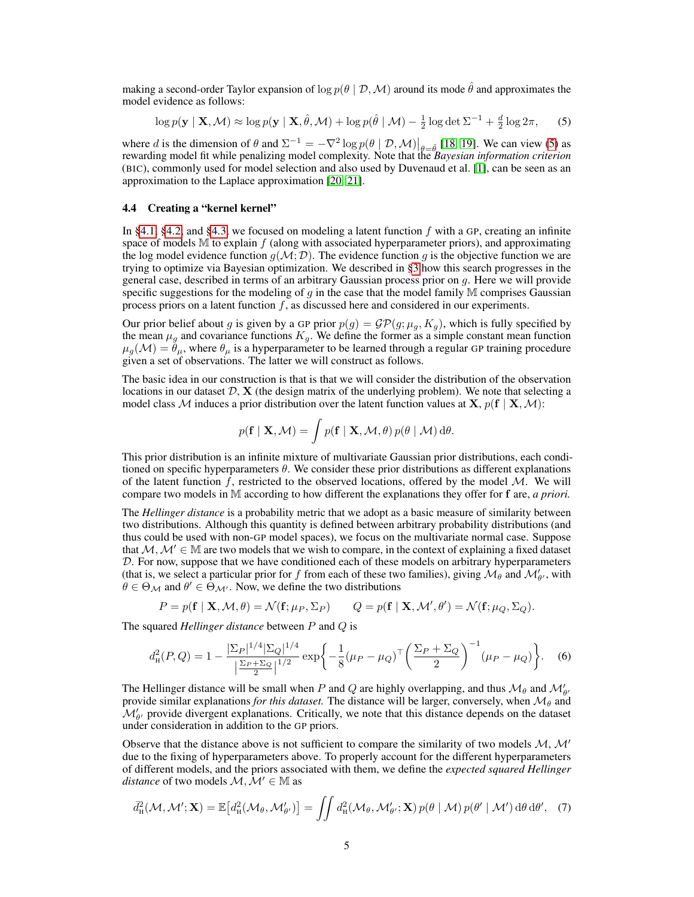making a second-order Taylor expansion of $\log p(\theta \mid \mathcal{D}, \mathcal{M})$ around its mode $\hat{\theta}$ and approximates the model evidence as follows:

$$\log p(\mathbf{y} \mid \mathbf{X}, \mathcal{M}) \approx \log p(\mathbf{y} \mid \mathbf{X}, \hat{\theta}, \mathcal{M}) + \log p(\hat{\theta} \mid \mathcal{M}) - \tfrac{1}{2} \log \det \Sigma^{-1} + \tfrac{d}{2} \log 2\pi, \tag{5}$$

where $d$ is the dimension of $\theta$ and $\Sigma^{-1} = -\nabla^2 \log p(\theta \mid \mathcal{D}, \mathcal{M})\big|_{\theta=\hat{\theta}}$ [18, 19]. We can view (5) as rewarding model fit while penalizing model complexity. Note that the *Bayesian information criterion* (BIC), commonly used for model selection and also used by Duvenaud et al. [1], can be seen as an approximation to the Laplace approximation [20, 21].

### 4.4 Creating a "kernel kernel"

In §4.1, §4.2, and §4.3, we focused on modeling a latent function $f$ with a GP, creating an infinite space of models $\mathbb{M}$ to explain $f$ (along with associated hyperparameter priors), and approximating the log model evidence function $g(\mathcal{M}; \mathcal{D})$. The evidence function $g$ is the objective function we are trying to optimize via Bayesian optimization. We described in §3 how this search progresses in the general case, described in terms of an arbitrary Gaussian process prior on $g$. Here we will provide specific suggestions for the modeling of $g$ in the case that the model family $\mathbb{M}$ comprises Gaussian process priors on a latent function $f$, as discussed here and considered in our experiments.

Our prior belief about $g$ is given by a GP prior $p(g) = \mathcal{GP}(g; \mu_g, K_g)$, which is fully specified by the mean $\mu_g$ and covariance functions $K_g$. We define the former as a simple constant mean function $\mu_g(\mathcal{M}) = \theta_\mu$, where $\theta_\mu$ is a hyperparameter to be learned through a regular GP training procedure given a set of observations. The latter we will construct as follows.

The basic idea in our construction is that is that we will consider the distribution of the observation locations in our dataset $\mathcal{D}$, $\mathbf{X}$ (the design matrix of the underlying problem). We note that selecting a model class $\mathcal{M}$ induces a prior distribution over the latent function values at $\mathbf{X}$, $p(\mathbf{f} \mid \mathbf{X}, \mathcal{M})$:

$$p(\mathbf{f} \mid \mathbf{X}, \mathcal{M}) = \int p(\mathbf{f} \mid \mathbf{X}, \mathcal{M}, \theta)\, p(\theta \mid \mathcal{M})\, \mathrm{d}\theta.$$

This prior distribution is an infinite mixture of multivariate Gaussian prior distributions, each conditioned on specific hyperparameters $\theta$. We consider these prior distributions as different explanations of the latent function $f$, restricted to the observed locations, offered by the model $\mathcal{M}$. We will compare two models in $\mathbb{M}$ according to how different the explanations they offer for $\mathbf{f}$ are, *a priori.*

The *Hellinger distance* is a probability metric that we adopt as a basic measure of similarity between two distributions. Although this quantity is defined between arbitrary probability distributions (and thus could be used with non-GP model spaces), we focus on the multivariate normal case. Suppose that $\mathcal{M}, \mathcal{M}' \in \mathbb{M}$ are two models that we wish to compare, in the context of explaining a fixed dataset $\mathcal{D}$. For now, suppose that we have conditioned each of these models on arbitrary hyperparameters (that is, we select a particular prior for $f$ from each of these two families), giving $\mathcal{M}_\theta$ and $\mathcal{M}'_{\theta'}$, with $\theta \in \Theta_{\mathcal{M}}$ and $\theta' \in \Theta_{\mathcal{M}'}$. Now, we define the two distributions

$$P = p(\mathbf{f} \mid \mathbf{X}, \mathcal{M}, \theta) = \mathcal{N}(\mathbf{f}; \mu_P, \Sigma_P) \qquad Q = p(\mathbf{f} \mid \mathbf{X}, \mathcal{M}', \theta') = \mathcal{N}(\mathbf{f}; \mu_Q, \Sigma_Q).$$

The squared *Hellinger distance* between $P$ and $Q$ is

$$d_{\mathrm{H}}^2(P, Q) = 1 - \frac{|\Sigma_P|^{1/4} |\Sigma_Q|^{1/4}}{\left|\frac{\Sigma_P + \Sigma_Q}{2}\right|^{1/2}} \exp\left\{ -\frac{1}{8} (\mu_P - \mu_Q)^\top \left( \frac{\Sigma_P + \Sigma_Q}{2} \right)^{-1} (\mu_P - \mu_Q) \right\}. \tag{6}$$

The Hellinger distance will be small when $P$ and $Q$ are highly overlapping, and thus $\mathcal{M}_\theta$ and $\mathcal{M}'_{\theta'}$ provide similar explanations *for this dataset.* The distance will be larger, conversely, when $\mathcal{M}_\theta$ and $\mathcal{M}'_{\theta'}$ provide divergent explanations. Critically, we note that this distance depends on the dataset under consideration in addition to the GP priors.

Observe that the distance above is not sufficient to compare the similarity of two models $\mathcal{M}$, $\mathcal{M}'$ due to the fixing of hyperparameters above. To properly account for the different hyperparameters of different models, and the priors associated with them, we define the *expected squared Hellinger distance* of two models $\mathcal{M}, \mathcal{M}' \in \mathbb{M}$ as

$$\bar{d}_{\mathrm{H}}^2(\mathcal{M}, \mathcal{M}'; \mathbf{X}) = \mathbb{E}\big[d_{\mathrm{H}}^2(\mathcal{M}_\theta, \mathcal{M}'_{\theta'})\big] = \iint d_{\mathrm{H}}^2(\mathcal{M}_\theta, \mathcal{M}'_{\theta'}; \mathbf{X})\, p(\theta \mid \mathcal{M})\, p(\theta' \mid \mathcal{M}')\, \mathrm{d}\theta\, \mathrm{d}\theta', \tag{7}$$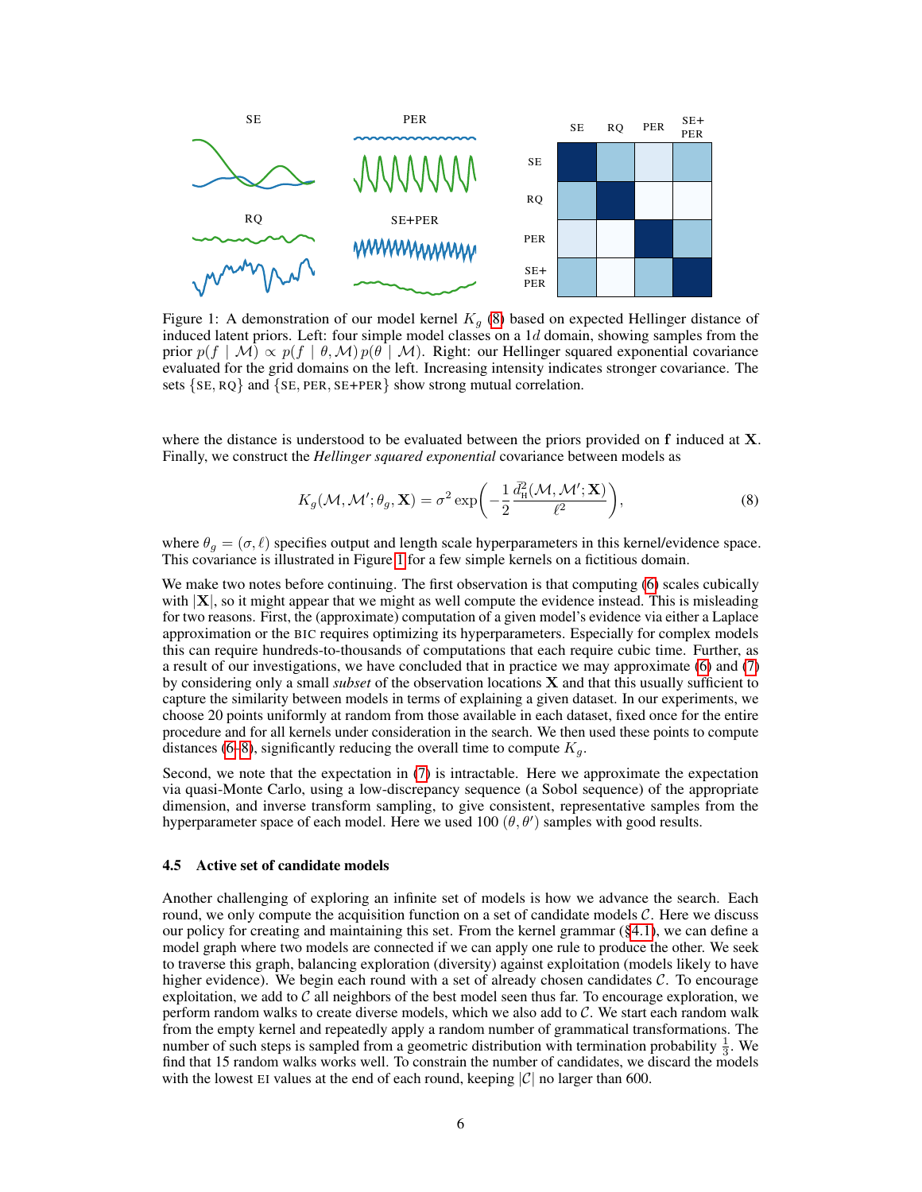Figure 1: A demonstration of our model kernel $K_g$ (8) based on expected Hellinger distance of induced latent priors. Left: four simple model classes on a $1d$ domain, showing samples from the prior $p(f \mid \mathcal{M}) \propto p(f \mid \theta, \mathcal{M})\, p(\theta \mid \mathcal{M})$. Right: our Hellinger squared exponential covariance evaluated for the grid domains on the left. Increasing intensity indicates stronger covariance. The sets $\{\text{SE}, \text{RQ}\}$ and $\{\text{SE}, \text{PER}, \text{SE+PER}\}$ show strong mutual correlation.

where the distance is understood to be evaluated between the priors provided on $\mathbf{f}$ induced at $\mathbf{X}$. Finally, we construct the *Hellinger squared exponential* covariance between models as

$$K_g(\mathcal{M}, \mathcal{M}'; \theta_g, \mathbf{X}) = \sigma^2 \exp\left(-\frac{1}{2}\frac{\bar{d}^2_{\text{H}}(\mathcal{M}, \mathcal{M}'; \mathbf{X})}{\ell^2}\right), \tag{8}$$

where $\theta_g = (\sigma, \ell)$ specifies output and length scale hyperparameters in this kernel/evidence space. This covariance is illustrated in Figure 1 for a few simple kernels on a fictitious domain.

We make two notes before continuing. The first observation is that computing (6) scales cubically with $|\mathbf{X}|$, so it might appear that we might as well compute the evidence instead. This is misleading for two reasons. First, the (approximate) computation of a given model's evidence via either a Laplace approximation or the BIC requires optimizing its hyperparameters. Especially for complex models this can require hundreds-to-thousands of computations that each require cubic time. Further, as a result of our investigations, we have concluded that in practice we may approximate (6) and (7) by considering only a small *subset* of the observation locations $\mathbf{X}$ and that this usually sufficient to capture the similarity between models in terms of explaining a given dataset. In our experiments, we choose 20 points uniformly at random from those available in each dataset, fixed once for the entire procedure and for all kernels under consideration in the search. We then used these points to compute distances (6–8), significantly reducing the overall time to compute $K_g$.

Second, we note that the expectation in (7) is intractable. Here we approximate the expectation via quasi-Monte Carlo, using a low-discrepancy sequence (a Sobol sequence) of the appropriate dimension, and inverse transform sampling, to give consistent, representative samples from the hyperparameter space of each model. Here we used 100 $(\theta, \theta')$ samples with good results.

### 4.5 Active set of candidate models

Another challenging of exploring an infinite set of models is how we advance the search. Each round, we only compute the acquisition function on a set of candidate models $\mathcal{C}$. Here we discuss our policy for creating and maintaining this set. From the kernel grammar (§4.1), we can define a model graph where two models are connected if we can apply one rule to produce the other. We seek to traverse this graph, balancing exploration (diversity) against exploitation (models likely to have higher evidence). We begin each round with a set of already chosen candidates $\mathcal{C}$. To encourage exploitation, we add to $\mathcal{C}$ all neighbors of the best model seen thus far. To encourage exploration, we perform random walks to create diverse models, which we also add to $\mathcal{C}$. We start each random walk from the empty kernel and repeatedly apply a random number of grammatical transformations. The number of such steps is sampled from a geometric distribution with termination probability $\frac{1}{3}$. We find that 15 random walks works well. To constrain the number of candidates, we discard the models with the lowest EI values at the end of each round, keeping $|\mathcal{C}|$ no larger than 600.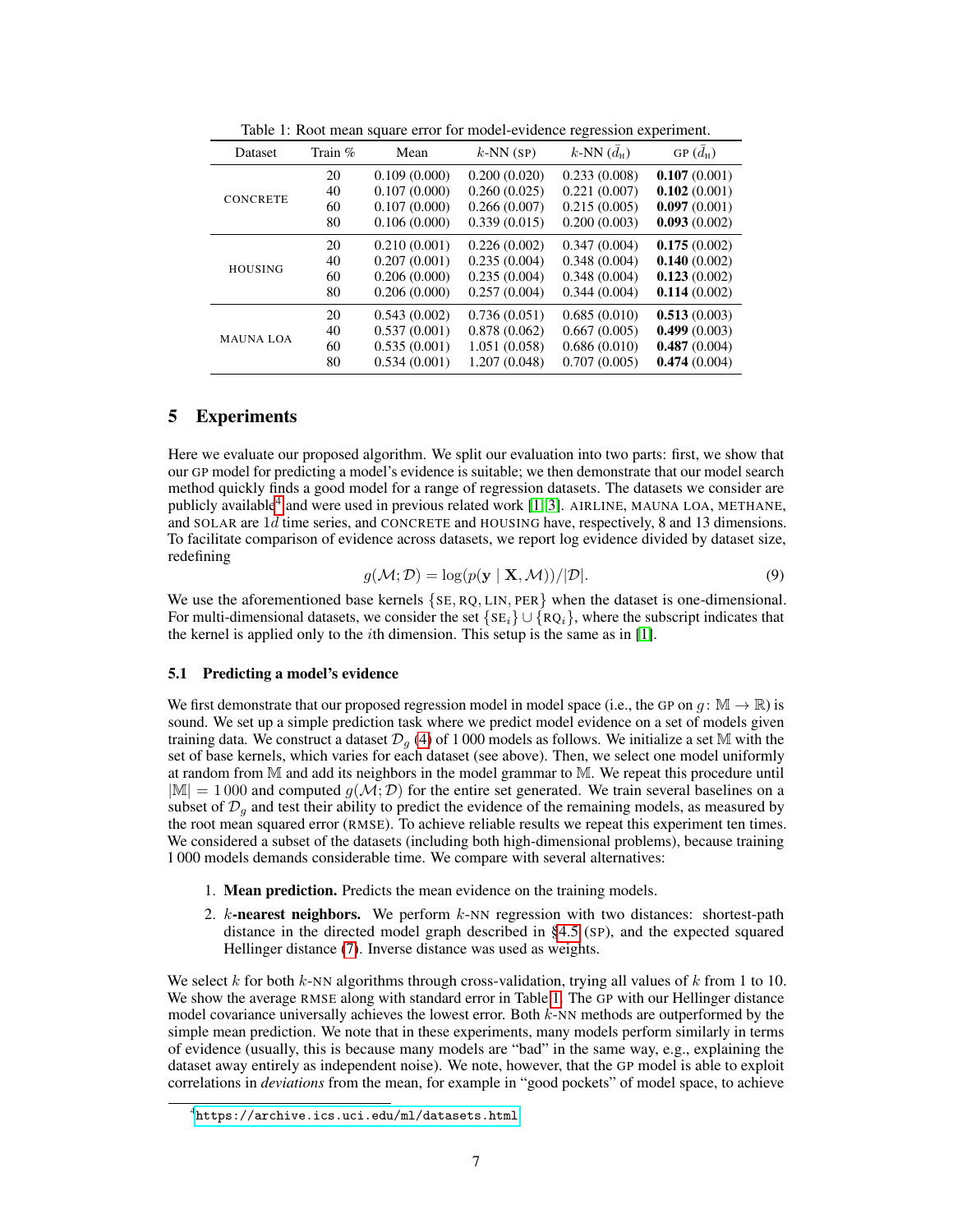Table 1: Root mean square error for model-evidence regression experiment.

| Dataset | Train % | Mean | $k$-NN (SP) | $k$-NN ($\bar{d}_{\text{H}}$) | GP ($\bar{d}_{\text{H}}$) |
|---|---|---|---|---|---|
| CONCRETE | 20 | 0.109 (0.000) | 0.200 (0.020) | 0.233 (0.008) | **0.107** (0.001) |
| | 40 | 0.107 (0.000) | 0.260 (0.025) | 0.221 (0.007) | **0.102** (0.001) |
| | 60 | 0.107 (0.000) | 0.266 (0.007) | 0.215 (0.005) | **0.097** (0.001) |
| | 80 | 0.106 (0.000) | 0.339 (0.015) | 0.200 (0.003) | **0.093** (0.002) |
| HOUSING | 20 | 0.210 (0.001) | 0.226 (0.002) | 0.347 (0.004) | **0.175** (0.002) |
| | 40 | 0.207 (0.001) | 0.235 (0.004) | 0.348 (0.004) | **0.140** (0.002) |
| | 60 | 0.206 (0.000) | 0.235 (0.004) | 0.348 (0.004) | **0.123** (0.002) |
| | 80 | 0.206 (0.000) | 0.257 (0.004) | 0.344 (0.004) | **0.114** (0.002) |
| MAUNA LOA | 20 | 0.543 (0.002) | 0.736 (0.051) | 0.685 (0.010) | **0.513** (0.003) |
| | 40 | 0.537 (0.001) | 0.878 (0.062) | 0.667 (0.005) | **0.499** (0.003) |
| | 60 | 0.535 (0.001) | 1.051 (0.058) | 0.686 (0.010) | **0.487** (0.004) |
| | 80 | 0.534 (0.001) | 1.207 (0.048) | 0.707 (0.005) | **0.474** (0.004) |

# 5 Experiments

Here we evaluate our proposed algorithm. We split our evaluation into two parts: first, we show that our GP model for predicting a model's evidence is suitable; we then demonstrate that our model search method quickly finds a good model for a range of regression datasets. The datasets we consider are publicly available[4] and were used in previous related work [1, 3]. AIRLINE, MAUNA LOA, METHANE, and SOLAR are $1d$ time series, and CONCRETE and HOUSING have, respectively, 8 and 13 dimensions. To facilitate comparison of evidence across datasets, we report log evidence divided by dataset size, redefining

$$g(\mathcal{M}; \mathcal{D}) = \log(p(\mathbf{y} \mid \mathbf{X}, \mathcal{M}))/|\mathcal{D}|. \tag{9}$$

We use the aforementioned base kernels $\{\text{SE}, \text{RQ}, \text{LIN}, \text{PER}\}$ when the dataset is one-dimensional. For multi-dimensional datasets, we consider the set $\{\text{SE}_i\} \cup \{\text{RQ}_i\}$, where the subscript indicates that the kernel is applied only to the $i$th dimension. This setup is the same as in [1].

## 5.1 Predicting a model's evidence

We first demonstrate that our proposed regression model in model space (i.e., the GP on $g\colon \mathbb{M} \to \mathbb{R}$) is sound. We set up a simple prediction task where we predict model evidence on a set of models given training data. We construct a dataset $\mathcal{D}_g$ (4) of 1 000 models as follows. We initialize a set $\mathbb{M}$ with the set of base kernels, which varies for each dataset (see above). Then, we select one model uniformly at random from $\mathbb{M}$ and add its neighbors in the model grammar to $\mathbb{M}$. We repeat this procedure until $|\mathbb{M}| = 1\,000$ and computed $g(\mathcal{M}; \mathcal{D})$ for the entire set generated. We train several baselines on a subset of $\mathcal{D}_g$ and test their ability to predict the evidence of the remaining models, as measured by the root mean squared error (RMSE). To achieve reliable results we repeat this experiment ten times. We considered a subset of the datasets (including both high-dimensional problems), because training 1 000 models demands considerable time. We compare with several alternatives:

1. **Mean prediction.** Predicts the mean evidence on the training models.
2. **$k$-nearest neighbors.** We perform $k$-NN regression with two distances: shortest-path distance in the directed model graph described in §4.5 (SP), and the expected squared Hellinger distance (7). Inverse distance was used as weights.

We select $k$ for both $k$-NN algorithms through cross-validation, trying all values of $k$ from 1 to 10. We show the average RMSE along with standard error in Table 1. The GP with our Hellinger distance model covariance universally achieves the lowest error. Both $k$-NN methods are outperformed by the simple mean prediction. We note that in these experiments, many models perform similarly in terms of evidence (usually, this is because many models are "bad" in the same way, e.g., explaining the dataset away entirely as independent noise). We note, however, that the GP model is able to exploit correlations in *deviations* from the mean, for example in "good pockets" of model space, to achieve

[4] https://archive.ics.uci.edu/ml/datasets.html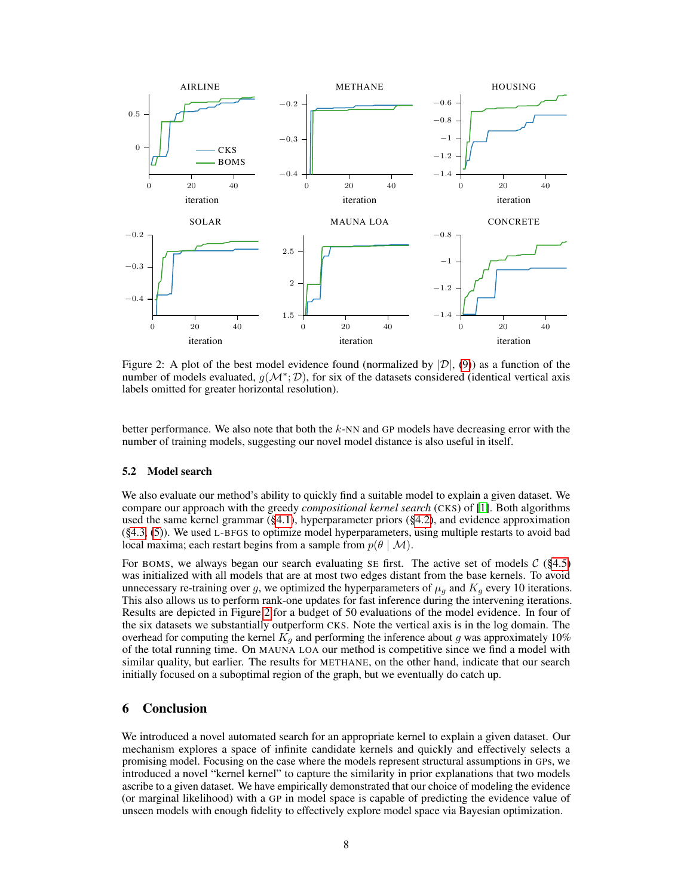Figure 2: A plot of the best model evidence found (normalized by $|\mathcal{D}|$, (9)) as a function of the number of models evaluated, $g(\mathcal{M}^*; \mathcal{D})$, for six of the datasets considered (identical vertical axis labels omitted for greater horizontal resolution).

better performance. We also note that both the $k$-NN and GP models have decreasing error with the number of training models, suggesting our novel model distance is also useful in itself.

### 5.2 Model search

We also evaluate our method's ability to quickly find a suitable model to explain a given dataset. We compare our approach with the greedy *compositional kernel search* (CKS) of [1]. Both algorithms used the same kernel grammar (§4.1), hyperparameter priors (§4.2), and evidence approximation (§4.3, (5)). We used L-BFGS to optimize model hyperparameters, using multiple restarts to avoid bad local maxima; each restart begins from a sample from $p(\theta \mid \mathcal{M})$.

For BOMS, we always began our search evaluating SE first. The active set of models $\mathcal{C}$ (§4.5) was initialized with all models that are at most two edges distant from the base kernels. To avoid unnecessary re-training over $g$, we optimized the hyperparameters of $\mu_g$ and $K_g$ every 10 iterations. This also allows us to perform rank-one updates for fast inference during the intervening iterations. Results are depicted in Figure 2 for a budget of 50 evaluations of the model evidence. In four of the six datasets we substantially outperform CKS. Note the vertical axis is in the log domain. The overhead for computing the kernel $K_g$ and performing the inference about $g$ was approximately 10% of the total running time. On MAUNA LOA our method is competitive since we find a model with similar quality, but earlier. The results for METHANE, on the other hand, indicate that our search initially focused on a suboptimal region of the graph, but we eventually do catch up.

## 6 Conclusion

We introduced a novel automated search for an appropriate kernel to explain a given dataset. Our mechanism explores a space of infinite candidate kernels and quickly and effectively selects a promising model. Focusing on the case where the models represent structural assumptions in GPs, we introduced a novel "kernel kernel" to capture the similarity in prior explanations that two models ascribe to a given dataset. We have empirically demonstrated that our choice of modeling the evidence (or marginal likelihood) with a GP in model space is capable of predicting the evidence value of unseen models with enough fidelity to effectively explore model space via Bayesian optimization.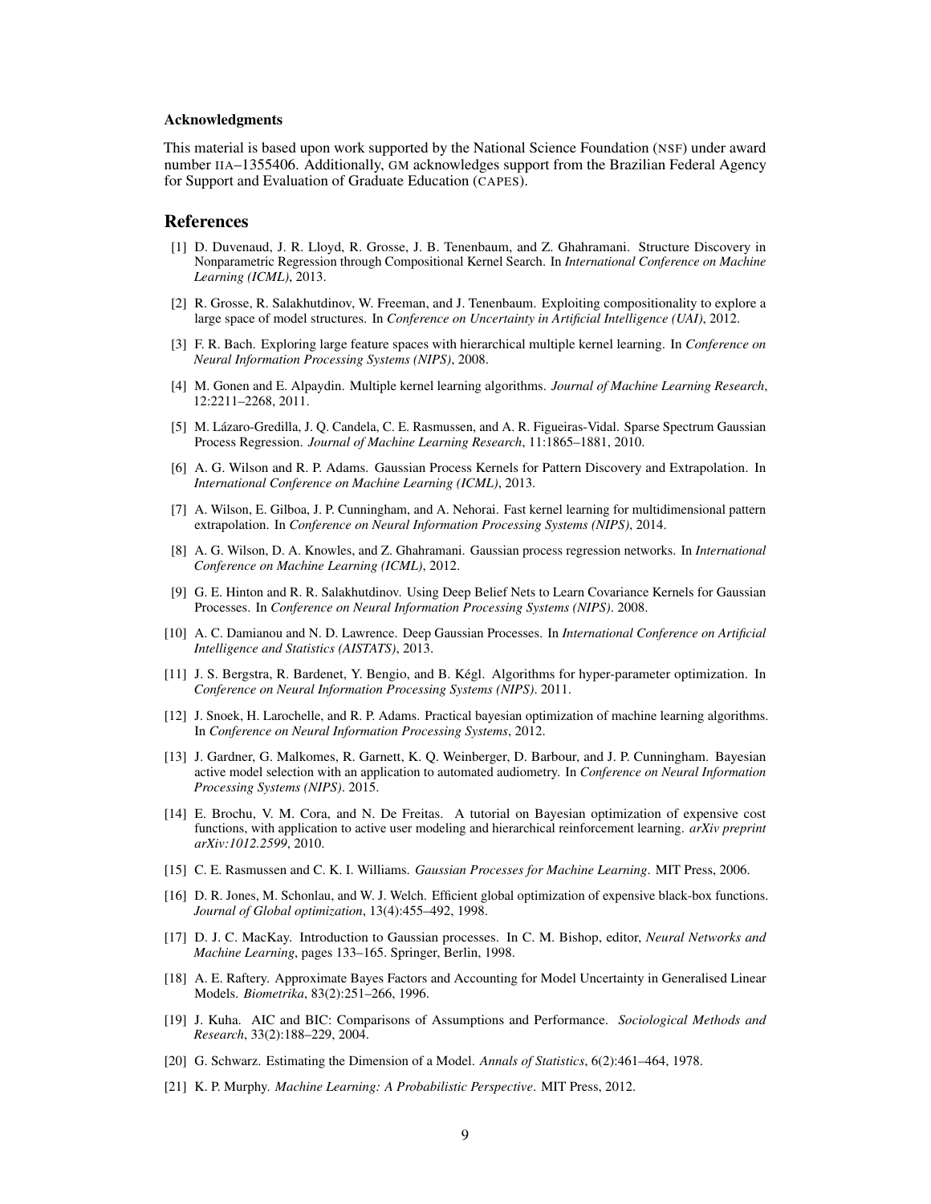#### Acknowledgments

This material is based upon work supported by the National Science Foundation (NSF) under award number IIA–1355406. Additionally, GM acknowledges support from the Brazilian Federal Agency for Support and Evaluation of Graduate Education (CAPES).

## References

[1] D. Duvenaud, J. R. Lloyd, R. Grosse, J. B. Tenenbaum, and Z. Ghahramani. Structure Discovery in Nonparametric Regression through Compositional Kernel Search. In *International Conference on Machine Learning (ICML)*, 2013.

[2] R. Grosse, R. Salakhutdinov, W. Freeman, and J. Tenenbaum. Exploiting compositionality to explore a large space of model structures. In *Conference on Uncertainty in Artificial Intelligence (UAI)*, 2012.

[3] F. R. Bach. Exploring large feature spaces with hierarchical multiple kernel learning. In *Conference on Neural Information Processing Systems (NIPS)*, 2008.

[4] M. Gonen and E. Alpaydin. Multiple kernel learning algorithms. *Journal of Machine Learning Research*, 12:2211–2268, 2011.

[5] M. Lázaro-Gredilla, J. Q. Candela, C. E. Rasmussen, and A. R. Figueiras-Vidal. Sparse Spectrum Gaussian Process Regression. *Journal of Machine Learning Research*, 11:1865–1881, 2010.

[6] A. G. Wilson and R. P. Adams. Gaussian Process Kernels for Pattern Discovery and Extrapolation. In *International Conference on Machine Learning (ICML)*, 2013.

[7] A. Wilson, E. Gilboa, J. P. Cunningham, and A. Nehorai. Fast kernel learning for multidimensional pattern extrapolation. In *Conference on Neural Information Processing Systems (NIPS)*, 2014.

[8] A. G. Wilson, D. A. Knowles, and Z. Ghahramani. Gaussian process regression networks. In *International Conference on Machine Learning (ICML)*, 2012.

[9] G. E. Hinton and R. R. Salakhutdinov. Using Deep Belief Nets to Learn Covariance Kernels for Gaussian Processes. In *Conference on Neural Information Processing Systems (NIPS)*. 2008.

[10] A. C. Damianou and N. D. Lawrence. Deep Gaussian Processes. In *International Conference on Artificial Intelligence and Statistics (AISTATS)*, 2013.

[11] J. S. Bergstra, R. Bardenet, Y. Bengio, and B. Kégl. Algorithms for hyper-parameter optimization. In *Conference on Neural Information Processing Systems (NIPS)*. 2011.

[12] J. Snoek, H. Larochelle, and R. P. Adams. Practical bayesian optimization of machine learning algorithms. In *Conference on Neural Information Processing Systems*, 2012.

[13] J. Gardner, G. Malkomes, R. Garnett, K. Q. Weinberger, D. Barbour, and J. P. Cunningham. Bayesian active model selection with an application to automated audiometry. In *Conference on Neural Information Processing Systems (NIPS)*. 2015.

[14] E. Brochu, V. M. Cora, and N. De Freitas. A tutorial on Bayesian optimization of expensive cost functions, with application to active user modeling and hierarchical reinforcement learning. *arXiv preprint arXiv:1012.2599*, 2010.

[15] C. E. Rasmussen and C. K. I. Williams. *Gaussian Processes for Machine Learning*. MIT Press, 2006.

[16] D. R. Jones, M. Schonlau, and W. J. Welch. Efficient global optimization of expensive black-box functions. *Journal of Global optimization*, 13(4):455–492, 1998.

[17] D. J. C. MacKay. Introduction to Gaussian processes. In C. M. Bishop, editor, *Neural Networks and Machine Learning*, pages 133–165. Springer, Berlin, 1998.

[18] A. E. Raftery. Approximate Bayes Factors and Accounting for Model Uncertainty in Generalised Linear Models. *Biometrika*, 83(2):251–266, 1996.

[19] J. Kuha. AIC and BIC: Comparisons of Assumptions and Performance. *Sociological Methods and Research*, 33(2):188–229, 2004.

[20] G. Schwarz. Estimating the Dimension of a Model. *Annals of Statistics*, 6(2):461–464, 1978.

[21] K. P. Murphy. *Machine Learning: A Probabilistic Perspective*. MIT Press, 2012.